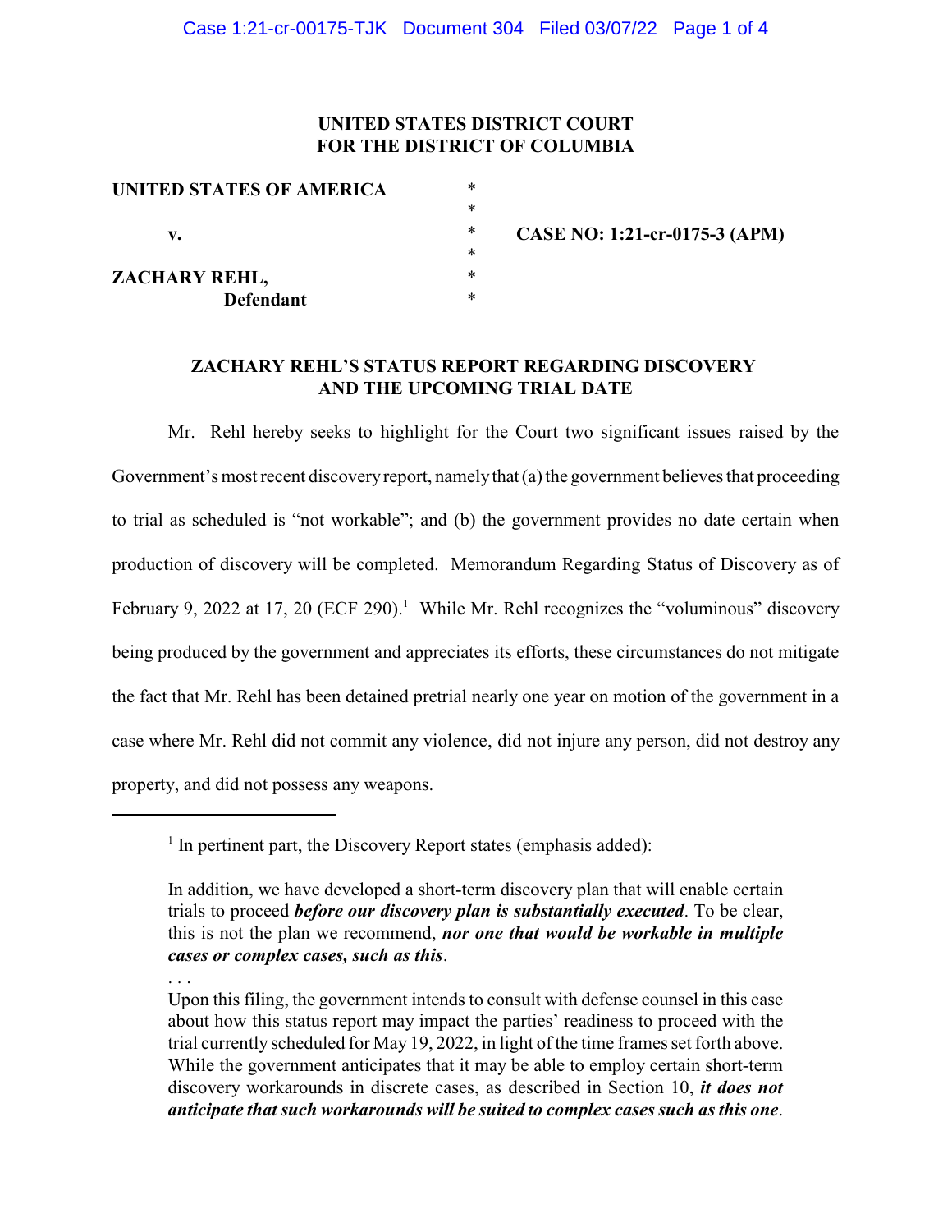**UNITED STATES DISTRICT COURT**
**FOR THE DISTRICT OF COLUMBIA**

| | | |
|---|---|---|
| **UNITED STATES OF AMERICA** | * | |
| | * | |
| **v.** | * | **CASE NO: 1:21-cr-0175-3 (APM)** |
| | * | |
| **ZACHARY REHL,** | * | |
| **Defendant** | * | |

## ZACHARY REHL'S STATUS REPORT REGARDING DISCOVERY AND THE UPCOMING TRIAL DATE

Mr. Rehl hereby seeks to highlight for the Court two significant issues raised by the Government's most recent discovery report, namely that (a) the government believes that proceeding to trial as scheduled is "not workable"; and (b) the government provides no date certain when production of discovery will be completed. Memorandum Regarding Status of Discovery as of February 9, 2022 at 17, 20 (ECF 290).[1] While Mr. Rehl recognizes the "voluminous" discovery being produced by the government and appreciates its efforts, these circumstances do not mitigate the fact that Mr. Rehl has been detained pretrial nearly one year on motion of the government in a case where Mr. Rehl did not commit any violence, did not injure any person, did not destroy any property, and did not possess any weapons.

---

[1] In pertinent part, the Discovery Report states (emphasis added):

> In addition, we have developed a short-term discovery plan that will enable certain trials to proceed ***before our discovery plan is substantially executed***. To be clear, this is not the plan we recommend, ***nor one that would be workable in multiple cases or complex cases, such as this***.
>
> . . .
>
> Upon this filing, the government intends to consult with defense counsel in this case about how this status report may impact the parties' readiness to proceed with the trial currently scheduled for May 19, 2022, in light of the time frames set forth above. While the government anticipates that it may be able to employ certain short-term discovery workarounds in discrete cases, as described in Section 10, ***it does not anticipate that such workarounds will be suited to complex cases such as this one***.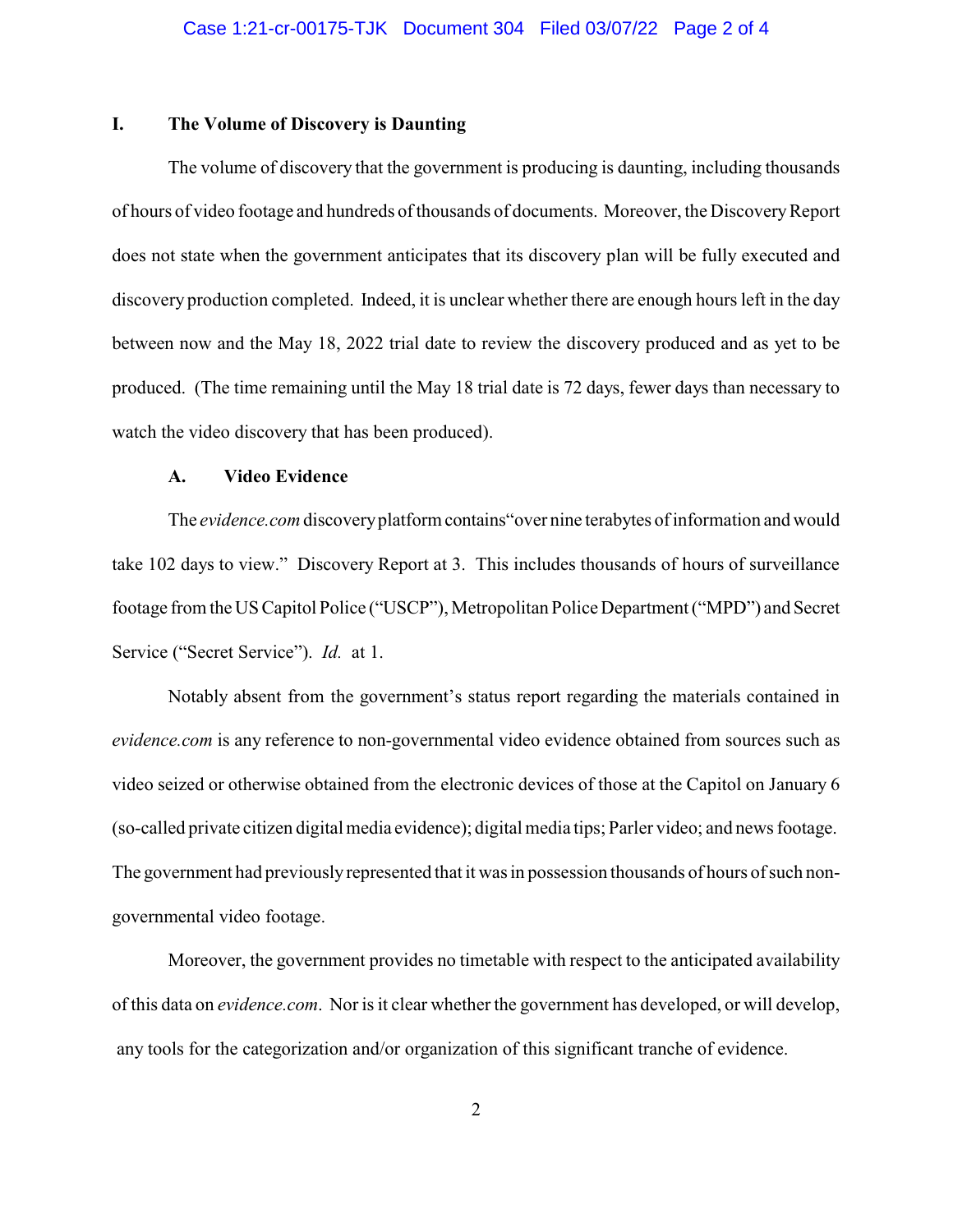## I. The Volume of Discovery is Daunting

The volume of discovery that the government is producing is daunting, including thousands of hours of video footage and hundreds of thousands of documents. Moreover, the Discovery Report does not state when the government anticipates that its discovery plan will be fully executed and discovery production completed. Indeed, it is unclear whether there are enough hours left in the day between now and the May 18, 2022 trial date to review the discovery produced and as yet to be produced. (The time remaining until the May 18 trial date is 72 days, fewer days than necessary to watch the video discovery that has been produced).

### A. Video Evidence

The *evidence.com* discovery platform contains"over nine terabytes of information and would take 102 days to view." Discovery Report at 3. This includes thousands of hours of surveillance footage from the US Capitol Police ("USCP"), Metropolitan Police Department ("MPD") and Secret Service ("Secret Service"). *Id.* at 1.

Notably absent from the government's status report regarding the materials contained in *evidence.com* is any reference to non-governmental video evidence obtained from sources such as video seized or otherwise obtained from the electronic devices of those at the Capitol on January 6 (so-called private citizen digital media evidence); digital media tips; Parler video; and news footage. The government had previously represented that it was in possession thousands of hours of such non-governmental video footage.

Moreover, the government provides no timetable with respect to the anticipated availability of this data on *evidence.com*. Nor is it clear whether the government has developed, or will develop, any tools for the categorization and/or organization of this significant tranche of evidence.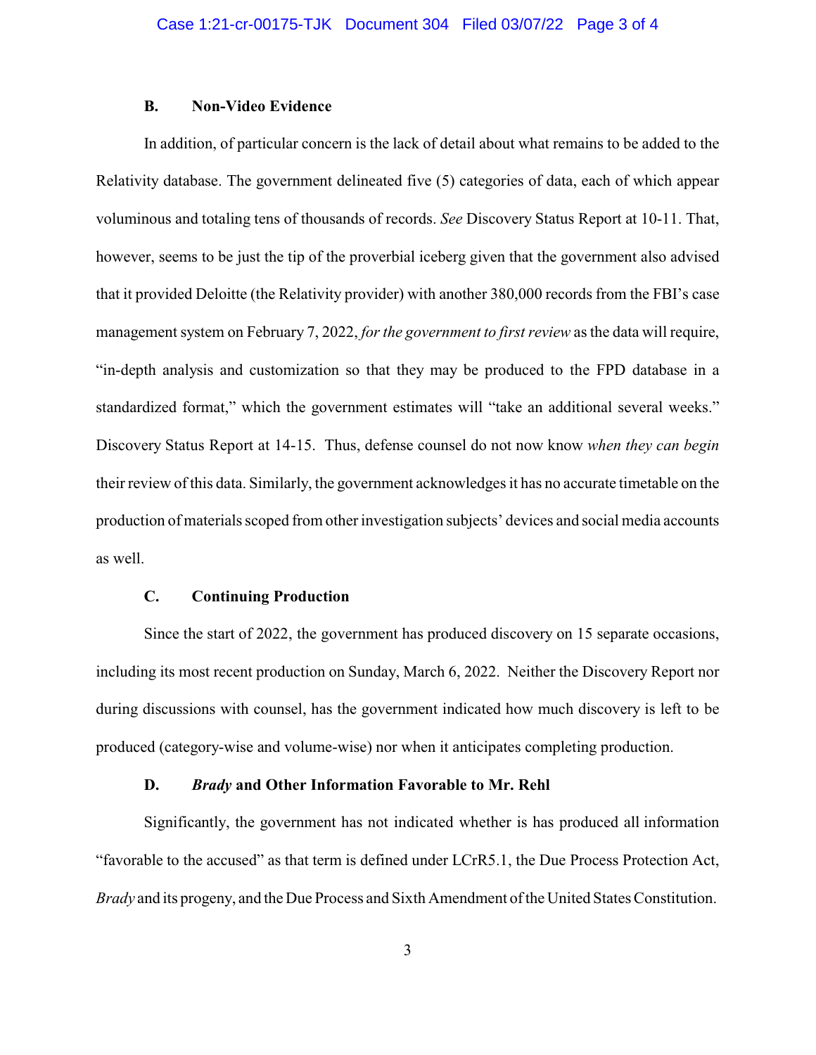### B. Non-Video Evidence

In addition, of particular concern is the lack of detail about what remains to be added to the Relativity database. The government delineated five (5) categories of data, each of which appear voluminous and totaling tens of thousands of records. *See* Discovery Status Report at 10-11. That, however, seems to be just the tip of the proverbial iceberg given that the government also advised that it provided Deloitte (the Relativity provider) with another 380,000 records from the FBI's case management system on February 7, 2022, *for the government to first review* as the data will require, "in-depth analysis and customization so that they may be produced to the FPD database in a standardized format," which the government estimates will "take an additional several weeks." Discovery Status Report at 14-15. Thus, defense counsel do not now know *when they can begin* their review of this data. Similarly, the government acknowledges it has no accurate timetable on the production of materials scoped from other investigation subjects' devices and social media accounts as well.

### C. Continuing Production

Since the start of 2022, the government has produced discovery on 15 separate occasions, including its most recent production on Sunday, March 6, 2022. Neither the Discovery Report nor during discussions with counsel, has the government indicated how much discovery is left to be produced (category-wise and volume-wise) nor when it anticipates completing production.

### D. *Brady* and Other Information Favorable to Mr. Rehl

Significantly, the government has not indicated whether is has produced all information "favorable to the accused" as that term is defined under LCrR5.1, the Due Process Protection Act, *Brady* and its progeny, and the Due Process and Sixth Amendment of the United States Constitution.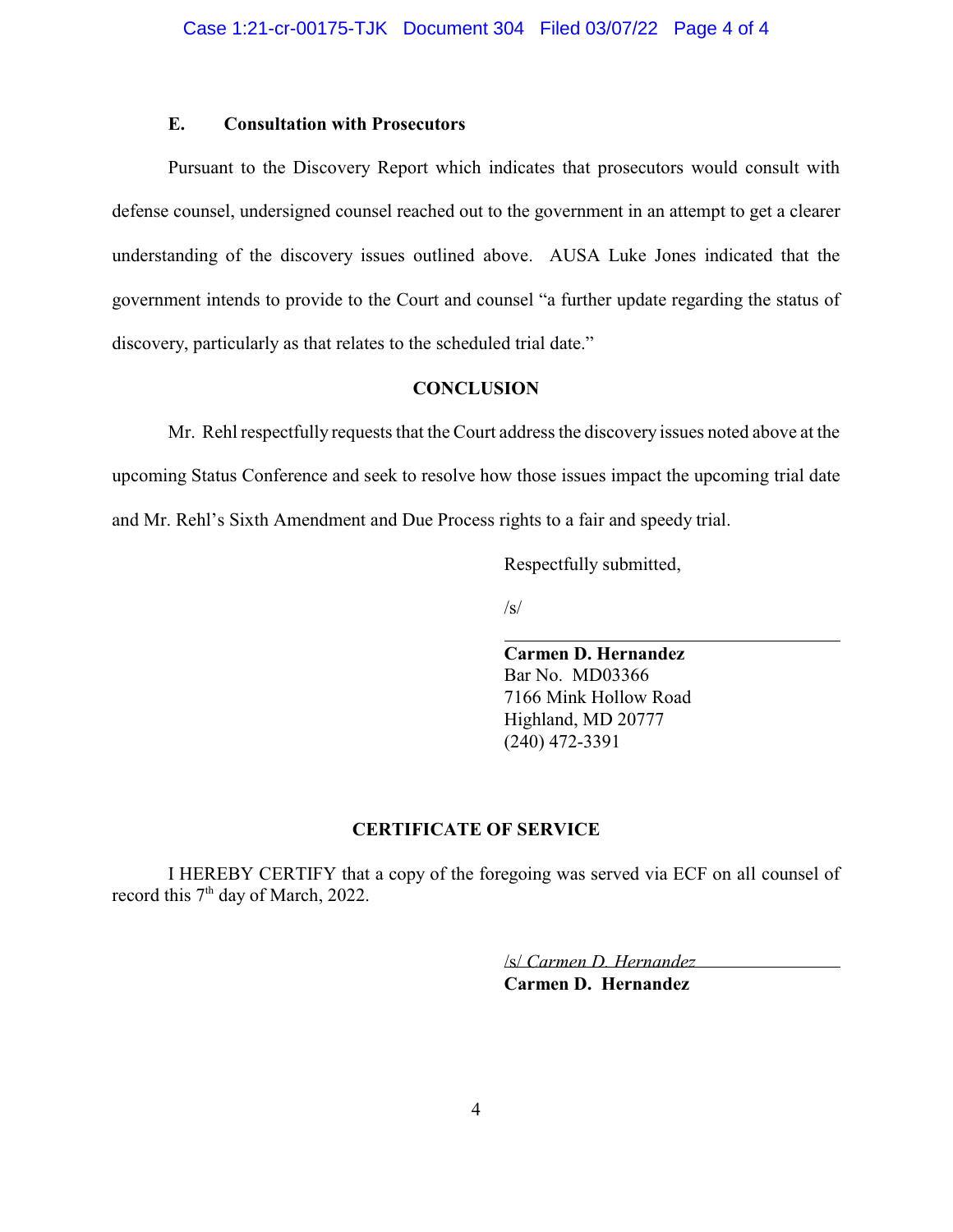### E. Consultation with Prosecutors

Pursuant to the Discovery Report which indicates that prosecutors would consult with defense counsel, undersigned counsel reached out to the government in an attempt to get a clearer understanding of the discovery issues outlined above. AUSA Luke Jones indicated that the government intends to provide to the Court and counsel "a further update regarding the status of discovery, particularly as that relates to the scheduled trial date."

## CONCLUSION

Mr. Rehl respectfully requests that the Court address the discovery issues noted above at the upcoming Status Conference and seek to resolve how those issues impact the upcoming trial date and Mr. Rehl's Sixth Amendment and Due Process rights to a fair and speedy trial.

Respectfully submitted,

/s/

**Carmen D. Hernandez**
Bar No. MD03366
7166 Mink Hollow Road
Highland, MD 20777
(240) 472-3391

## CERTIFICATE OF SERVICE

I HEREBY CERTIFY that a copy of the foregoing was served via ECF on all counsel of record this 7th day of March, 2022.

/s/ *Carmen D. Hernandez*
**Carmen D. Hernandez**